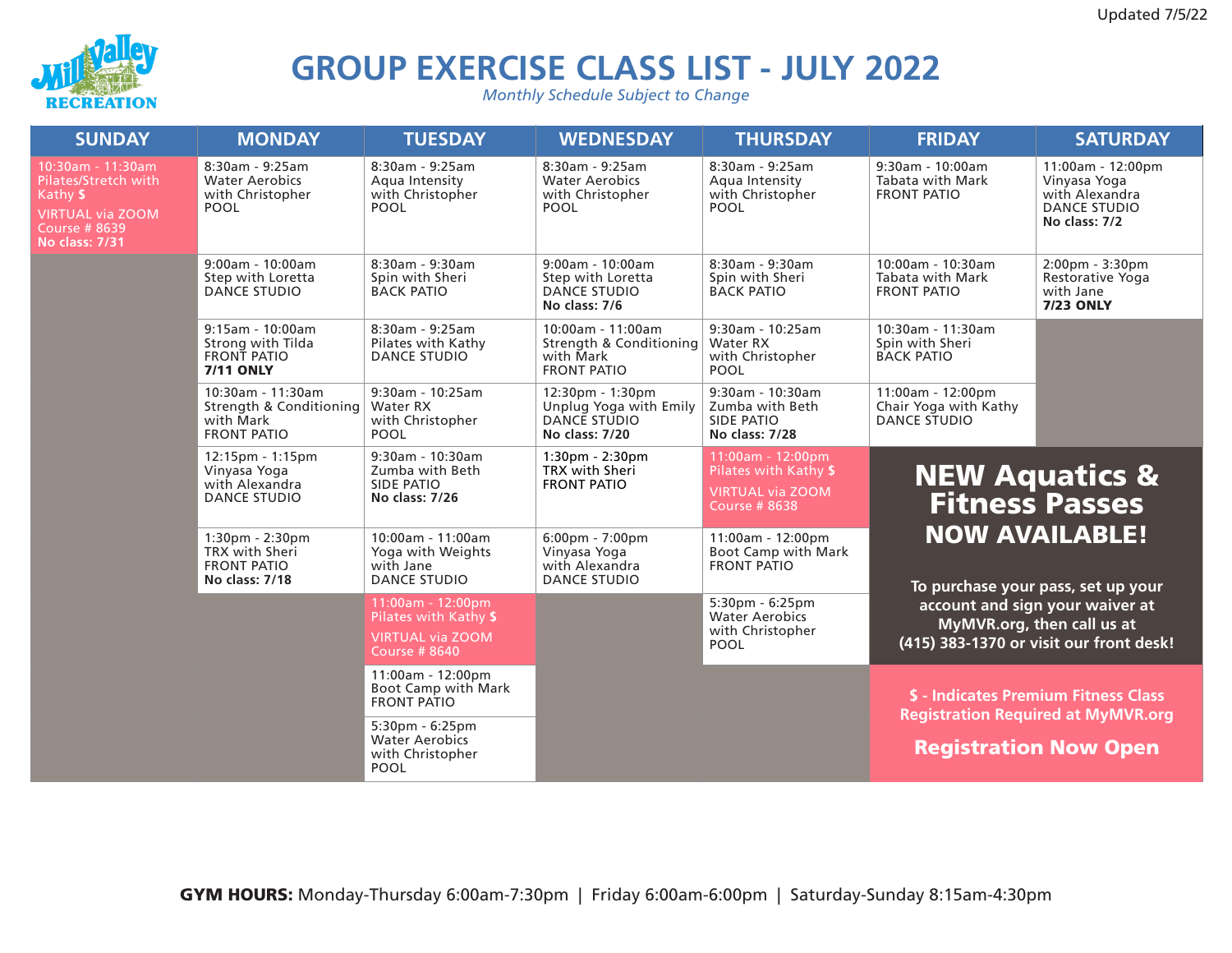Updated 7/5/22

# GROUP EXERCISE CLASS LIST - JULY 2022

*Monthly Schedule Subject to Change*

| SUNDAY | MONDAY | TUESDAY | WEDNESDAY | THURSDAY | FRIDAY | SATURDAY |
|---|---|---|---|---|---|---|
| 10:30am - 11:30am Pilates/Stretch with Kathy **$** VIRTUAL via ZOOM Course # 8639 **No class: 7/31** | 8:30am - 9:25am Water Aerobics with Christopher POOL | 8:30am - 9:25am Aqua Intensity with Christopher POOL | 8:30am - 9:25am Water Aerobics with Christopher POOL | 8:30am - 9:25am Aqua Intensity with Christopher POOL | 9:30am - 10:00am Tabata with Mark FRONT PATIO | 11:00am - 12:00pm Vinyasa Yoga with Alexandra DANCE STUDIO **No class: 7/2** |
| | 9:00am - 10:00am Step with Loretta DANCE STUDIO | 8:30am - 9:30am Spin with Sheri BACK PATIO | 9:00am - 10:00am Step with Loretta DANCE STUDIO **No class: 7/6** | 8:30am - 9:30am Spin with Sheri BACK PATIO | 10:00am - 10:30am Tabata with Mark FRONT PATIO | 2:00pm - 3:30pm Restorative Yoga with Jane **7/23 ONLY** |
| | 9:15am - 10:00am Strong with Tilda FRONT PATIO **7/11 ONLY** | 8:30am - 9:25am Pilates with Kathy DANCE STUDIO | 10:00am - 11:00am Strength & Conditioning with Mark FRONT PATIO | 9:30am - 10:25am Water RX with Christopher POOL | 10:30am - 11:30am Spin with Sheri BACK PATIO | |
| | 10:30am - 11:30am Strength & Conditioning with Mark FRONT PATIO | 9:30am - 10:25am Water RX with Christopher POOL | 12:30pm - 1:30pm Unplug Yoga with Emily DANCE STUDIO **No class: 7/20** | 9:30am - 10:30am Zumba with Beth SIDE PATIO **No class: 7/28** | 11:00am - 12:00pm Chair Yoga with Kathy DANCE STUDIO | |
| | 12:15pm - 1:15pm Vinyasa Yoga with Alexandra DANCE STUDIO | 9:30am - 10:30am Zumba with Beth SIDE PATIO **No class: 7/26** | 1:30pm - 2:30pm TRX with Sheri FRONT PATIO | 11:00am - 12:00pm Pilates with Kathy **$** VIRTUAL via ZOOM Course # 8638 | | |
| | 1:30pm - 2:30pm TRX with Sheri FRONT PATIO **No class: 7/18** | 10:00am - 11:00am Yoga with Weights with Jane DANCE STUDIO | 6:00pm - 7:00pm Vinyasa Yoga with Alexandra DANCE STUDIO | 11:00am - 12:00pm Boot Camp with Mark FRONT PATIO | | |
| | | 11:00am - 12:00pm Pilates with Kathy **$** VIRTUAL via ZOOM Course # 8640 | | 5:30pm - 6:25pm Water Aerobics with Christopher POOL | | |
| | | 11:00am - 12:00pm Boot Camp with Mark FRONT PATIO | | | | |
| | | 5:30pm - 6:25pm Water Aerobics with Christopher POOL | | | | |

## NEW Aquatics & Fitness Passes NOW AVAILABLE!

**To purchase your pass, set up your account and sign your waiver at MyMVR.org, then call us at (415) 383-1370 or visit our front desk!**

**$ - Indicates Premium Fitness Class Registration Required at MyMVR.org**

**Registration Now Open**

**GYM HOURS:** Monday-Thursday 6:00am-7:30pm | Friday 6:00am-6:00pm | Saturday-Sunday 8:15am-4:30pm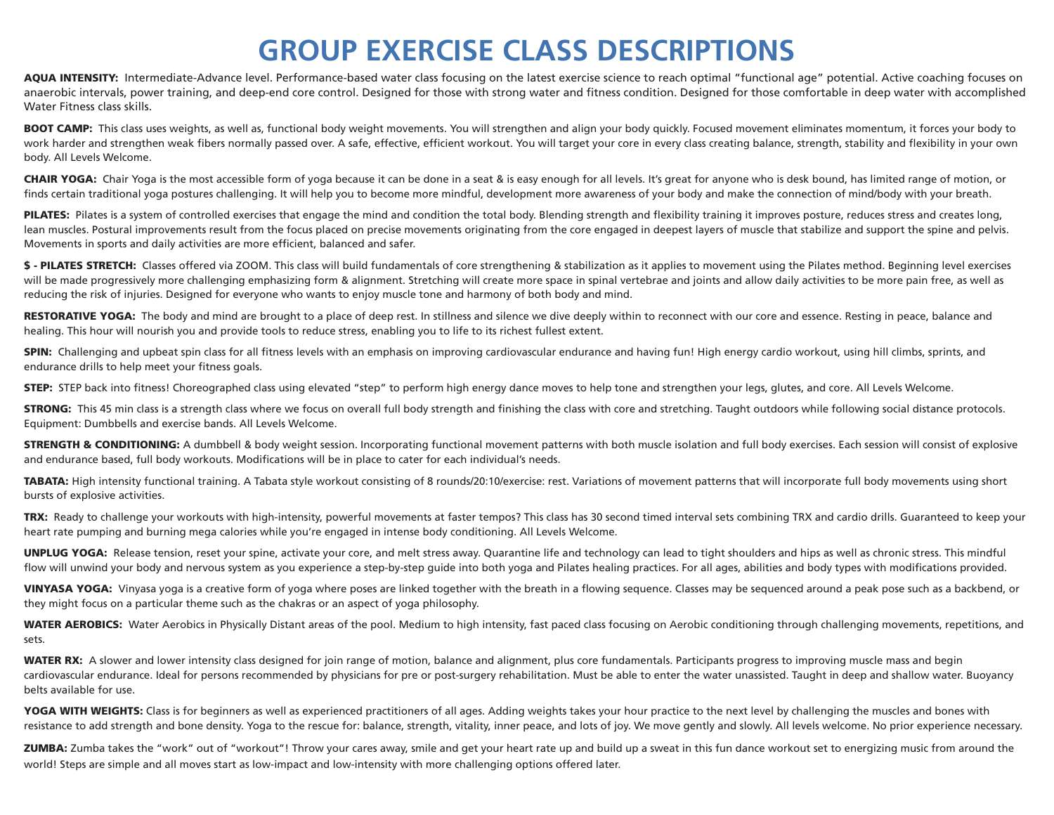# GROUP EXERCISE CLASS DESCRIPTIONS

**AQUA INTENSITY:** Intermediate-Advance level. Performance-based water class focusing on the latest exercise science to reach optimal "functional age" potential. Active coaching focuses on anaerobic intervals, power training, and deep-end core control. Designed for those with strong water and fitness condition. Designed for those comfortable in deep water with accomplished Water Fitness class skills.

**BOOT CAMP:** This class uses weights, as well as, functional body weight movements. You will strengthen and align your body quickly. Focused movement eliminates momentum, it forces your body to work harder and strengthen weak fibers normally passed over. A safe, effective, efficient workout. You will target your core in every class creating balance, strength, stability and flexibility in your own body. All Levels Welcome.

**CHAIR YOGA:** Chair Yoga is the most accessible form of yoga because it can be done in a seat & is easy enough for all levels. It's great for anyone who is desk bound, has limited range of motion, or finds certain traditional yoga postures challenging. It will help you to become more mindful, development more awareness of your body and make the connection of mind/body with your breath.

**PILATES:** Pilates is a system of controlled exercises that engage the mind and condition the total body. Blending strength and flexibility training it improves posture, reduces stress and creates long, lean muscles. Postural improvements result from the focus placed on precise movements originating from the core engaged in deepest layers of muscle that stabilize and support the spine and pelvis. Movements in sports and daily activities are more efficient, balanced and safer.

**$ - PILATES STRETCH:** Classes offered via ZOOM. This class will build fundamentals of core strengthening & stabilization as it applies to movement using the Pilates method. Beginning level exercises will be made progressively more challenging emphasizing form & alignment. Stretching will create more space in spinal vertebrae and joints and allow daily activities to be more pain free, as well as reducing the risk of injuries. Designed for everyone who wants to enjoy muscle tone and harmony of both body and mind.

**RESTORATIVE YOGA:** The body and mind are brought to a place of deep rest. In stillness and silence we dive deeply within to reconnect with our core and essence. Resting in peace, balance and healing. This hour will nourish you and provide tools to reduce stress, enabling you to life to its richest fullest extent.

**SPIN:** Challenging and upbeat spin class for all fitness levels with an emphasis on improving cardiovascular endurance and having fun! High energy cardio workout, using hill climbs, sprints, and endurance drills to help meet your fitness goals.

**STEP:** STEP back into fitness! Choreographed class using elevated "step" to perform high energy dance moves to help tone and strengthen your legs, glutes, and core. All Levels Welcome.

**STRONG:** This 45 min class is a strength class where we focus on overall full body strength and finishing the class with core and stretching. Taught outdoors while following social distance protocols. Equipment: Dumbbells and exercise bands. All Levels Welcome.

**STRENGTH & CONDITIONING:** A dumbbell & body weight session. Incorporating functional movement patterns with both muscle isolation and full body exercises. Each session will consist of explosive and endurance based, full body workouts. Modifications will be in place to cater for each individual's needs.

**TABATA:** High intensity functional training. A Tabata style workout consisting of 8 rounds/20:10/exercise: rest. Variations of movement patterns that will incorporate full body movements using short bursts of explosive activities.

**TRX:** Ready to challenge your workouts with high-intensity, powerful movements at faster tempos? This class has 30 second timed interval sets combining TRX and cardio drills. Guaranteed to keep your heart rate pumping and burning mega calories while you're engaged in intense body conditioning. All Levels Welcome.

**UNPLUG YOGA:** Release tension, reset your spine, activate your core, and melt stress away. Quarantine life and technology can lead to tight shoulders and hips as well as chronic stress. This mindful flow will unwind your body and nervous system as you experience a step-by-step guide into both yoga and Pilates healing practices. For all ages, abilities and body types with modifications provided.

**VINYASA YOGA:** Vinyasa yoga is a creative form of yoga where poses are linked together with the breath in a flowing sequence. Classes may be sequenced around a peak pose such as a backbend, or they might focus on a particular theme such as the chakras or an aspect of yoga philosophy.

**WATER AEROBICS:** Water Aerobics in Physically Distant areas of the pool. Medium to high intensity, fast paced class focusing on Aerobic conditioning through challenging movements, repetitions, and sets.

**WATER RX:** A slower and lower intensity class designed for join range of motion, balance and alignment, plus core fundamentals. Participants progress to improving muscle mass and begin cardiovascular endurance. Ideal for persons recommended by physicians for pre or post-surgery rehabilitation. Must be able to enter the water unassisted. Taught in deep and shallow water. Buoyancy belts available for use.

**YOGA WITH WEIGHTS:** Class is for beginners as well as experienced practitioners of all ages. Adding weights takes your hour practice to the next level by challenging the muscles and bones with resistance to add strength and bone density. Yoga to the rescue for: balance, strength, vitality, inner peace, and lots of joy. We move gently and slowly. All levels welcome. No prior experience necessary.

**ZUMBA:** Zumba takes the "work" out of "workout"! Throw your cares away, smile and get your heart rate up and build up a sweat in this fun dance workout set to energizing music from around the world! Steps are simple and all moves start as low-impact and low-intensity with more challenging options offered later.